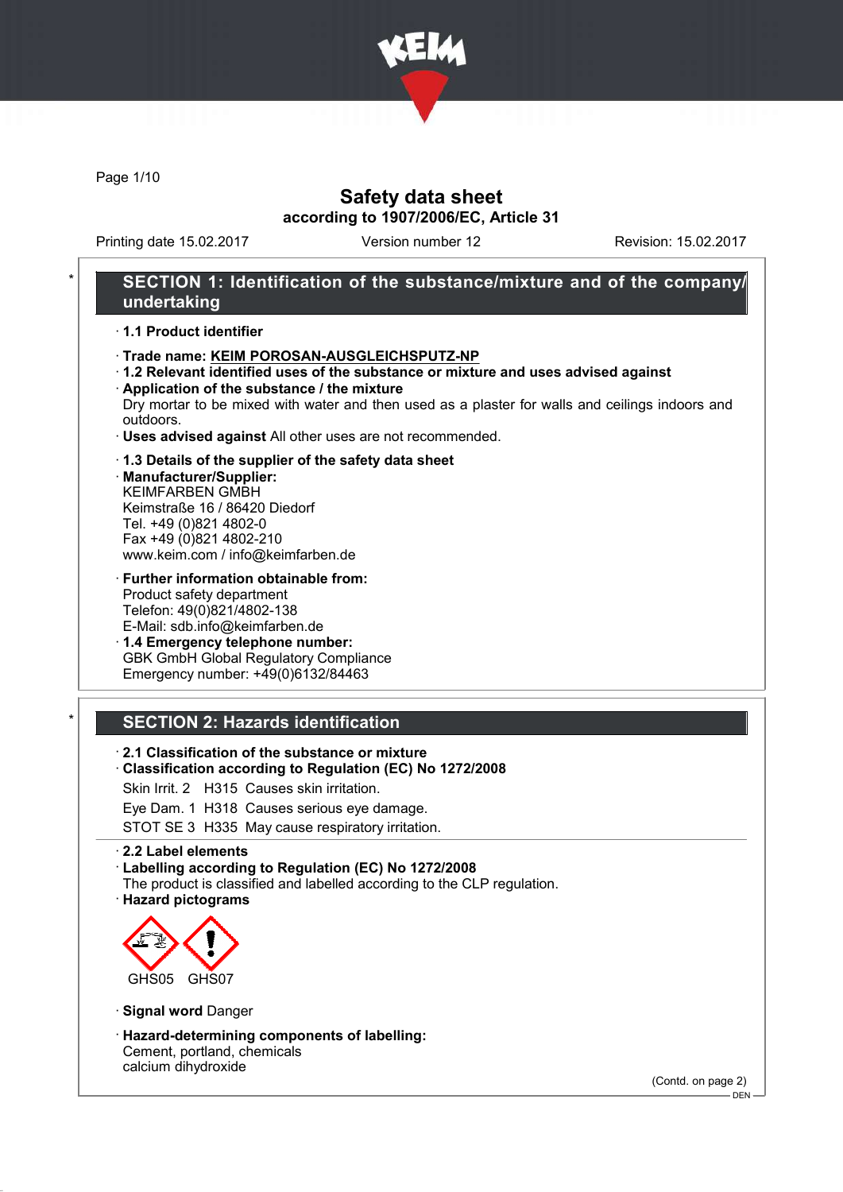# Safety data sheet

**according to 1907/2006/EC, Article 31**

Printing date 15.02.2017 | Version number 12 | Revision: 15.02.2017

## * SECTION 1: Identification of the substance/mixture and of the company/ undertaking

· **1.1 Product identifier**

· **Trade name: KEIM POROSAN-AUSGLEICHSPUTZ-NP**

· **1.2 Relevant identified uses of the substance or mixture and uses advised against**

· **Application of the substance / the mixture**
Dry mortar to be mixed with water and then used as a plaster for walls and ceilings indoors and outdoors.

· **Uses advised against** All other uses are not recommended.

· **1.3 Details of the supplier of the safety data sheet**

· **Manufacturer/Supplier:**
KEIMFARBEN GMBH
Keimstraße 16 / 86420 Diedorf
Tel. +49 (0)821 4802-0
Fax +49 (0)821 4802-210
www.keim.com / info@keimfarben.de

· **Further information obtainable from:**
Product safety department
Telefon: 49(0)821/4802-138
E-Mail: sdb.info@keimfarben.de

· **1.4 Emergency telephone number:**
GBK GmbH Global Regulatory Compliance
Emergency number: +49(0)6132/84463

## * SECTION 2: Hazards identification

· **2.1 Classification of the substance or mixture**

· **Classification according to Regulation (EC) No 1272/2008**

Skin Irrit. 2 H315 Causes skin irritation.

Eye Dam. 1 H318 Causes serious eye damage.

STOT SE 3 H335 May cause respiratory irritation.

· **2.2 Label elements**

· **Labelling according to Regulation (EC) No 1272/2008**
The product is classified and labelled according to the CLP regulation.

· **Hazard pictograms**

GHS05 GHS07

· **Signal word** Danger

· **Hazard-determining components of labelling:**
Cement, portland, chemicals
calcium dihydroxide

(Contd. on page 2)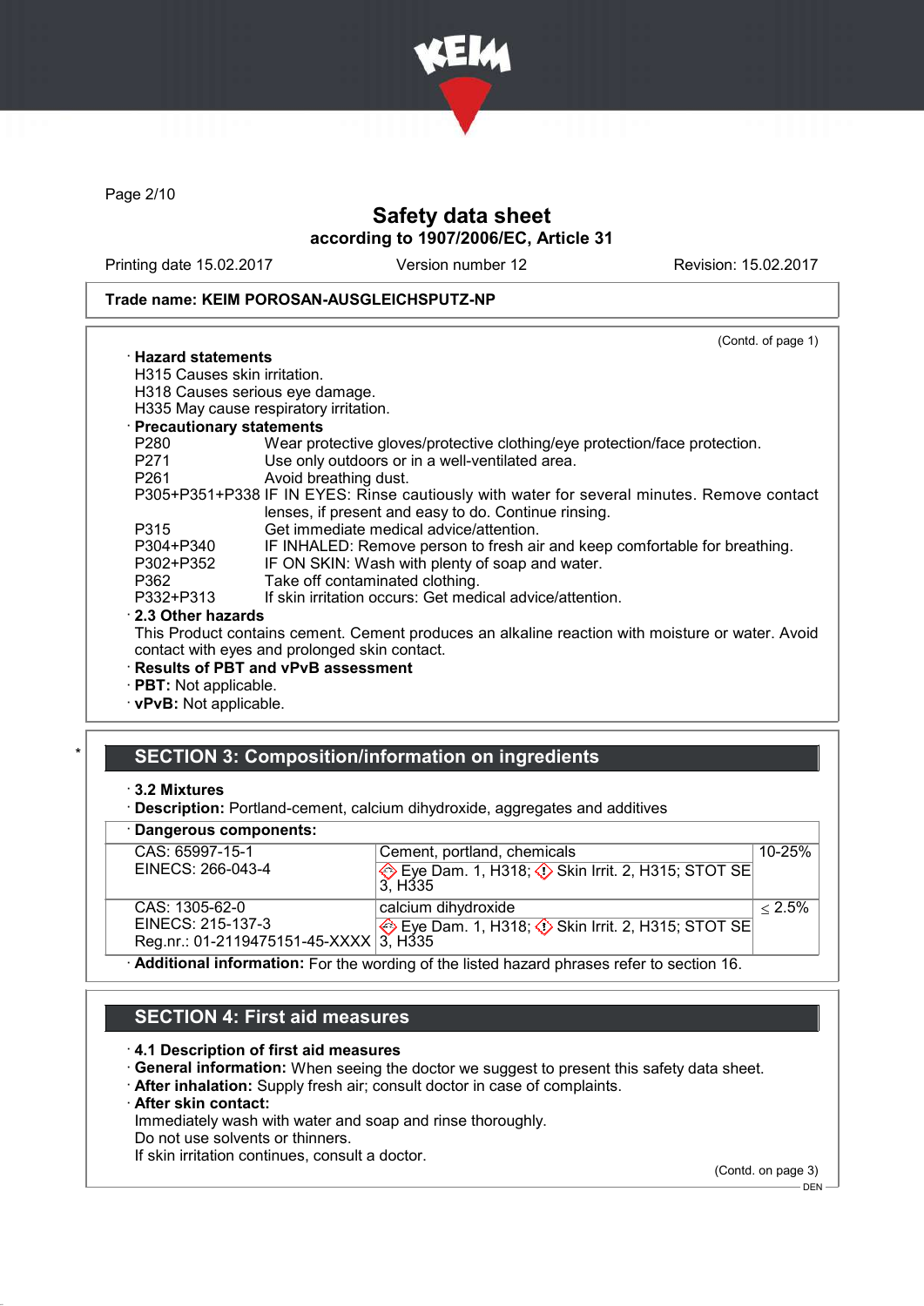(Contd. of page 1)

· **Hazard statements**
H315 Causes skin irritation.
H318 Causes serious eye damage.
H335 May cause respiratory irritation.

· **Precautionary statements**

| | |
|---|---|
| P280 | Wear protective gloves/protective clothing/eye protection/face protection. |
| P271 | Use only outdoors or in a well-ventilated area. |
| P261 | Avoid breathing dust. |
| P305+P351+P338 | IF IN EYES: Rinse cautiously with water for several minutes. Remove contact lenses, if present and easy to do. Continue rinsing. |
| P315 | Get immediate medical advice/attention. |
| P304+P340 | IF INHALED: Remove person to fresh air and keep comfortable for breathing. |
| P302+P352 | IF ON SKIN: Wash with plenty of soap and water. |
| P362 | Take off contaminated clothing. |
| P332+P313 | If skin irritation occurs: Get medical advice/attention. |

· **2.3 Other hazards**
This Product contains cement. Cement produces an alkaline reaction with moisture or water. Avoid contact with eyes and prolonged skin contact.

· **Results of PBT and vPvB assessment**
· **PBT:** Not applicable.
· **vPvB:** Not applicable.

## SECTION 3: Composition/information on ingredients

· **3.2 Mixtures**
· **Description:** Portland-cement, calcium dihydroxide, aggregates and additives

· **Dangerous components:**

| | | |
|---|---|---|
| CAS: 65997-15-1<br>EINECS: 266-043-4 | Cement, portland, chemicals<br>Eye Dam. 1, H318; Skin Irrit. 2, H315; STOT SE 3, H335 | 10-25% |
| CAS: 1305-62-0<br>EINECS: 215-137-3<br>Reg.nr.: 01-2119475151-45-XXXX | calcium dihydroxide<br>Eye Dam. 1, H318; Skin Irrit. 2, H315; STOT SE 3, H335 | ≤ 2.5% |

· **Additional information:** For the wording of the listed hazard phrases refer to section 16.

## SECTION 4: First aid measures

· **4.1 Description of first aid measures**
· **General information:** When seeing the doctor we suggest to present this safety data sheet.
· **After inhalation:** Supply fresh air; consult doctor in case of complaints.
· **After skin contact:**
Immediately wash with water and soap and rinse thoroughly.
Do not use solvents or thinners.
If skin irritation continues, consult a doctor.

(Contd. on page 3)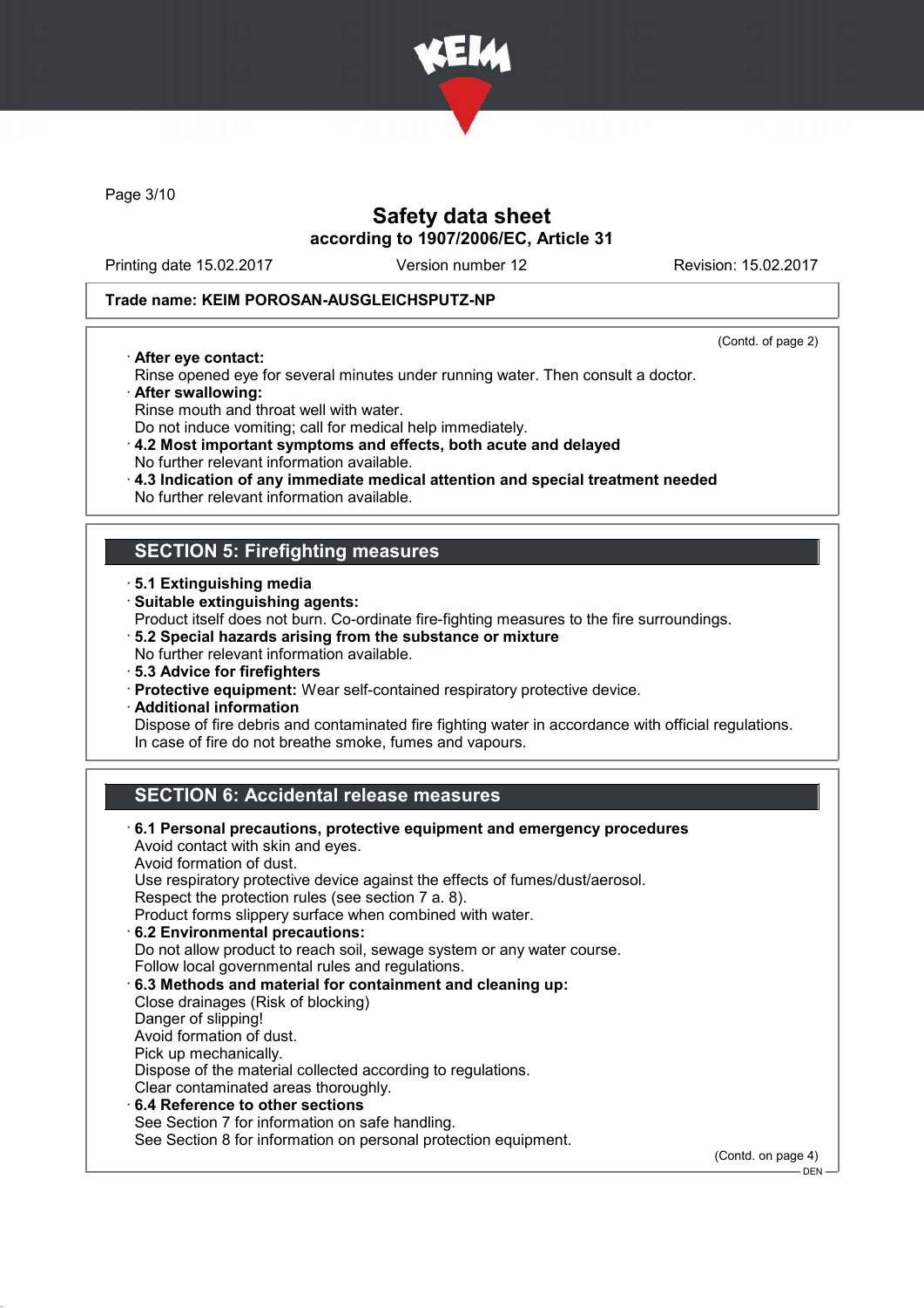Trade name: KEIM POROSAN-AUSGLEICHSPUTZ-NP

(Contd. of page 2)

- **After eye contact:**
  Rinse opened eye for several minutes under running water. Then consult a doctor.
- **After swallowing:**
  Rinse mouth and throat well with water.
  Do not induce vomiting; call for medical help immediately.
- **4.2 Most important symptoms and effects, both acute and delayed**
  No further relevant information available.
- **4.3 Indication of any immediate medical attention and special treatment needed**
  No further relevant information available.

## SECTION 5: Firefighting measures

- **5.1 Extinguishing media**
- **Suitable extinguishing agents:**
  Product itself does not burn. Co-ordinate fire-fighting measures to the fire surroundings.
- **5.2 Special hazards arising from the substance or mixture**
  No further relevant information available.
- **5.3 Advice for firefighters**
- **Protective equipment:** Wear self-contained respiratory protective device.
- **Additional information**
  Dispose of fire debris and contaminated fire fighting water in accordance with official regulations.
  In case of fire do not breathe smoke, fumes and vapours.

## SECTION 6: Accidental release measures

- **6.1 Personal precautions, protective equipment and emergency procedures**
  Avoid contact with skin and eyes.
  Avoid formation of dust.
  Use respiratory protective device against the effects of fumes/dust/aerosol.
  Respect the protection rules (see section 7 a. 8).
  Product forms slippery surface when combined with water.
- **6.2 Environmental precautions:**
  Do not allow product to reach soil, sewage system or any water course.
  Follow local governmental rules and regulations.
- **6.3 Methods and material for containment and cleaning up:**
  Close drainages (Risk of blocking)
  Danger of slipping!
  Avoid formation of dust.
  Pick up mechanically.
  Dispose of the material collected according to regulations.
  Clear contaminated areas thoroughly.
- **6.4 Reference to other sections**
  See Section 7 for information on safe handling.
  See Section 8 for information on personal protection equipment.

(Contd. on page 4)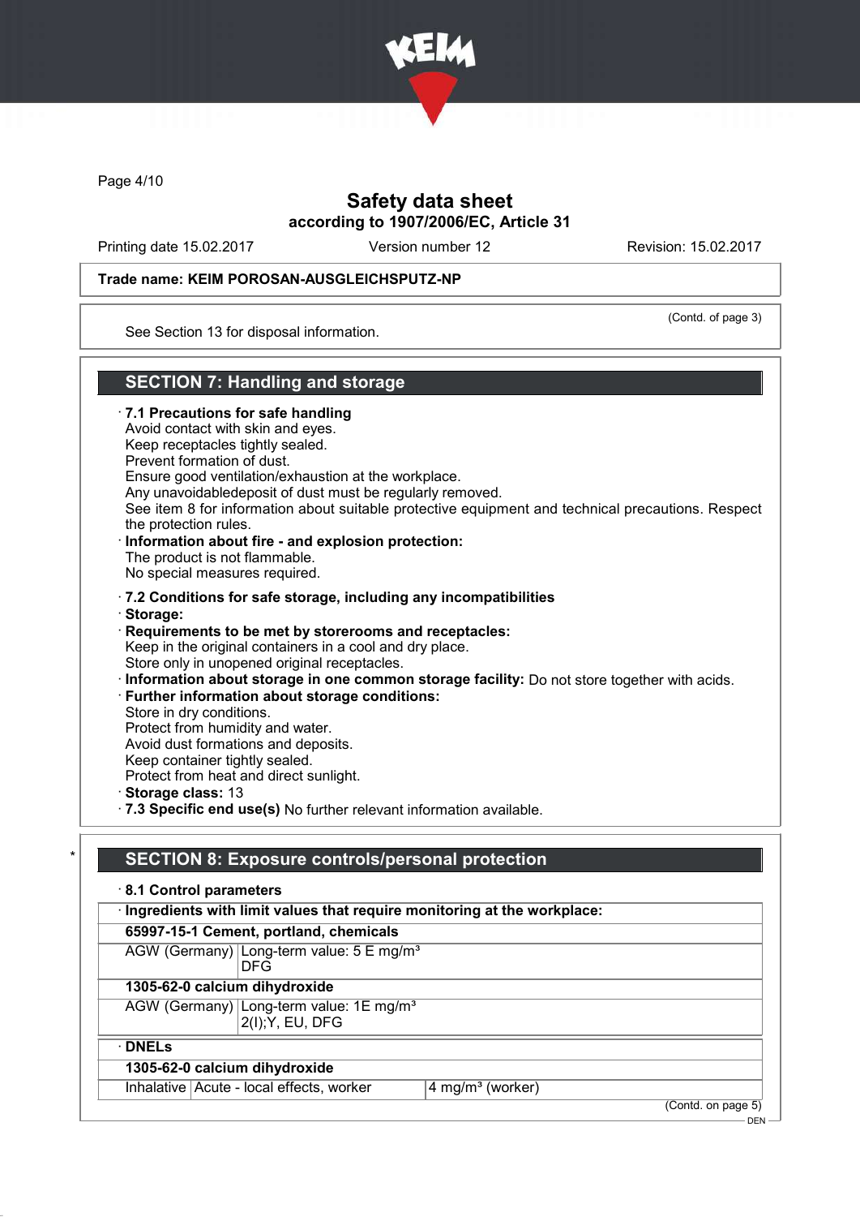Trade name: KEIM POROSAN-AUSGLEICHSPUTZ-NP

(Contd. of page 3)

See Section 13 for disposal information.

## SECTION 7: Handling and storage

· **7.1 Precautions for safe handling**
Avoid contact with skin and eyes.
Keep receptacles tightly sealed.
Prevent formation of dust.
Ensure good ventilation/exhaustion at the workplace.
Any unavoidabledeposit of dust must be regularly removed.
See item 8 for information about suitable protective equipment and technical precautions. Respect the protection rules.

· **Information about fire - and explosion protection:**
The product is not flammable.
No special measures required.

· **7.2 Conditions for safe storage, including any incompatibilities**
· **Storage:**
· **Requirements to be met by storerooms and receptacles:**
Keep in the original containers in a cool and dry place.
Store only in unopened original receptacles.
· **Information about storage in one common storage facility:** Do not store together with acids.
· **Further information about storage conditions:**
Store in dry conditions.
Protect from humidity and water.
Avoid dust formations and deposits.
Keep container tightly sealed.
Protect from heat and direct sunlight.
· **Storage class:** 13
· **7.3 Specific end use(s)** No further relevant information available.

## * SECTION 8: Exposure controls/personal protection

· **8.1 Control parameters**

| · **Ingredients with limit values that require monitoring at the workplace:** | |
|---|---|
| **65997-15-1 Cement, portland, chemicals** | |
| AGW (Germany) | Long-term value: 5 E mg/m³<br>DFG |
| **1305-62-0 calcium dihydroxide** | |
| AGW (Germany) | Long-term value: 1E mg/m³<br>2(I);Y, EU, DFG |

| · **DNELs** | | |
|---|---|---|
| **1305-62-0 calcium dihydroxide** | | |
| Inhalative | Acute - local effects, worker | 4 mg/m³ (worker) |

(Contd. on page 5)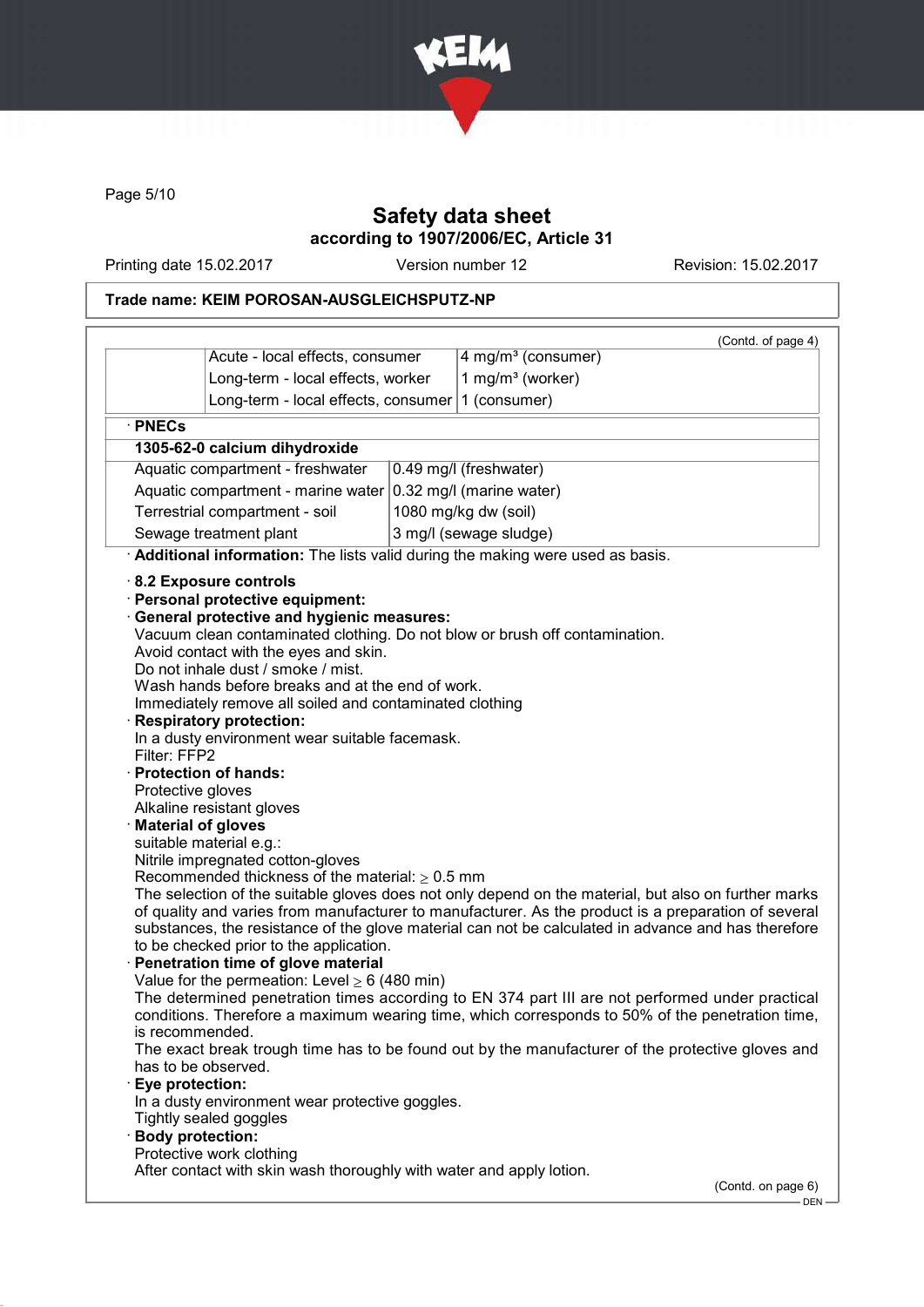(Contd. of page 4)

| | | |
|---|---|---|
| | Acute - local effects, consumer | 4 mg/m³ (consumer) |
| | Long-term - local effects, worker | 1 mg/m³ (worker) |
| | Long-term - local effects, consumer | 1 (consumer) |

· **PNECs**

| **1305-62-0 calcium dihydroxide** | |
|---|---|
| Aquatic compartment - freshwater | 0.49 mg/l (freshwater) |
| Aquatic compartment - marine water | 0.32 mg/l (marine water) |
| Terrestrial compartment - soil | 1080 mg/kg dw (soil) |
| Sewage treatment plant | 3 mg/l (sewage sludge) |

· **Additional information:** The lists valid during the making were used as basis.

· **8.2 Exposure controls**

· **Personal protective equipment:**

· **General protective and hygienic measures:**
Vacuum clean contaminated clothing. Do not blow or brush off contamination.
Avoid contact with the eyes and skin.
Do not inhale dust / smoke / mist.
Wash hands before breaks and at the end of work.
Immediately remove all soiled and contaminated clothing

· **Respiratory protection:**
In a dusty environment wear suitable facemask.
Filter: FFP2

· **Protection of hands:**
Protective gloves
Alkaline resistant gloves

· **Material of gloves**
suitable material e.g.:
Nitrile impregnated cotton-gloves
Recommended thickness of the material: ≥ 0.5 mm
The selection of the suitable gloves does not only depend on the material, but also on further marks of quality and varies from manufacturer to manufacturer. As the product is a preparation of several substances, the resistance of the glove material can not be calculated in advance and has therefore to be checked prior to the application.

· **Penetration time of glove material**
Value for the permeation: Level ≥ 6 (480 min)
The determined penetration times according to EN 374 part III are not performed under practical conditions. Therefore a maximum wearing time, which corresponds to 50% of the penetration time, is recommended.
The exact break trough time has to be found out by the manufacturer of the protective gloves and has to be observed.

· **Eye protection:**
In a dusty environment wear protective goggles.
Tightly sealed goggles

· **Body protection:**
Protective work clothing
After contact with skin wash thoroughly with water and apply lotion.

(Contd. on page 6)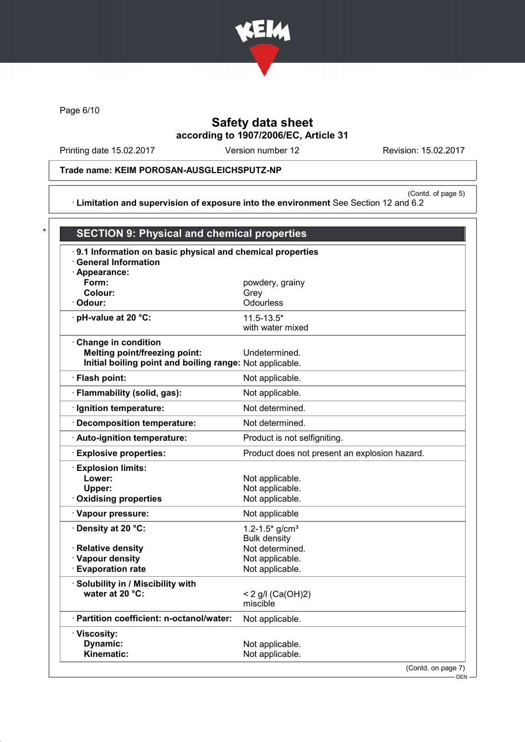Safety data sheet
according to 1907/2006/EC, Article 31

Printing date 15.02.2017 | Version number 12 | Revision: 15.02.2017

**Trade name: KEIM POROSAN-AUSGLEICHSPUTZ-NP**

(Contd. of page 5)

· **Limitation and supervision of exposure into the environment** See Section 12 and 6.2

\* 

## SECTION 9: Physical and chemical properties

· **9.1 Information on basic physical and chemical properties**
· **General Information**
· **Appearance:**

| | |
|---|---|
| **Form:** | powdery, grainy |
| **Colour:** | Grey |
| · **Odour:** | Odourless |
| · **pH-value at 20 °C:** | 11.5-13.5* with water mixed |
| · **Change in condition** | |
| **Melting point/freezing point:** | Undetermined. |
| **Initial boiling point and boiling range:** | Not applicable. |
| · **Flash point:** | Not applicable. |
| · **Flammability (solid, gas):** | Not applicable. |
| · **Ignition temperature:** | Not determined. |
| · **Decomposition temperature:** | Not determined. |
| · **Auto-ignition temperature:** | Product is not selfigniting. |
| · **Explosive properties:** | Product does not present an explosion hazard. |
| · **Explosion limits:** | |
| **Lower:** | Not applicable. |
| **Upper:** | Not applicable. |
| · **Oxidising properties** | Not applicable. |
| · **Vapour pressure:** | Not applicable |
| · **Density at 20 °C:** | 1.2-1.5* g/cm³ Bulk density |
| · **Relative density** | Not determined. |
| · **Vapour density** | Not applicable. |
| · **Evaporation rate** | Not applicable. |
| · **Solubility in / Miscibility with** | |
| **water at 20 °C:** | < 2 g/l ($Ca(OH)_2$) miscible |
| · **Partition coefficient: n-octanol/water:** | Not applicable. |
| · **Viscosity:** | |
| **Dynamic:** | Not applicable. |
| **Kinematic:** | Not applicable. |

(Contd. on page 7)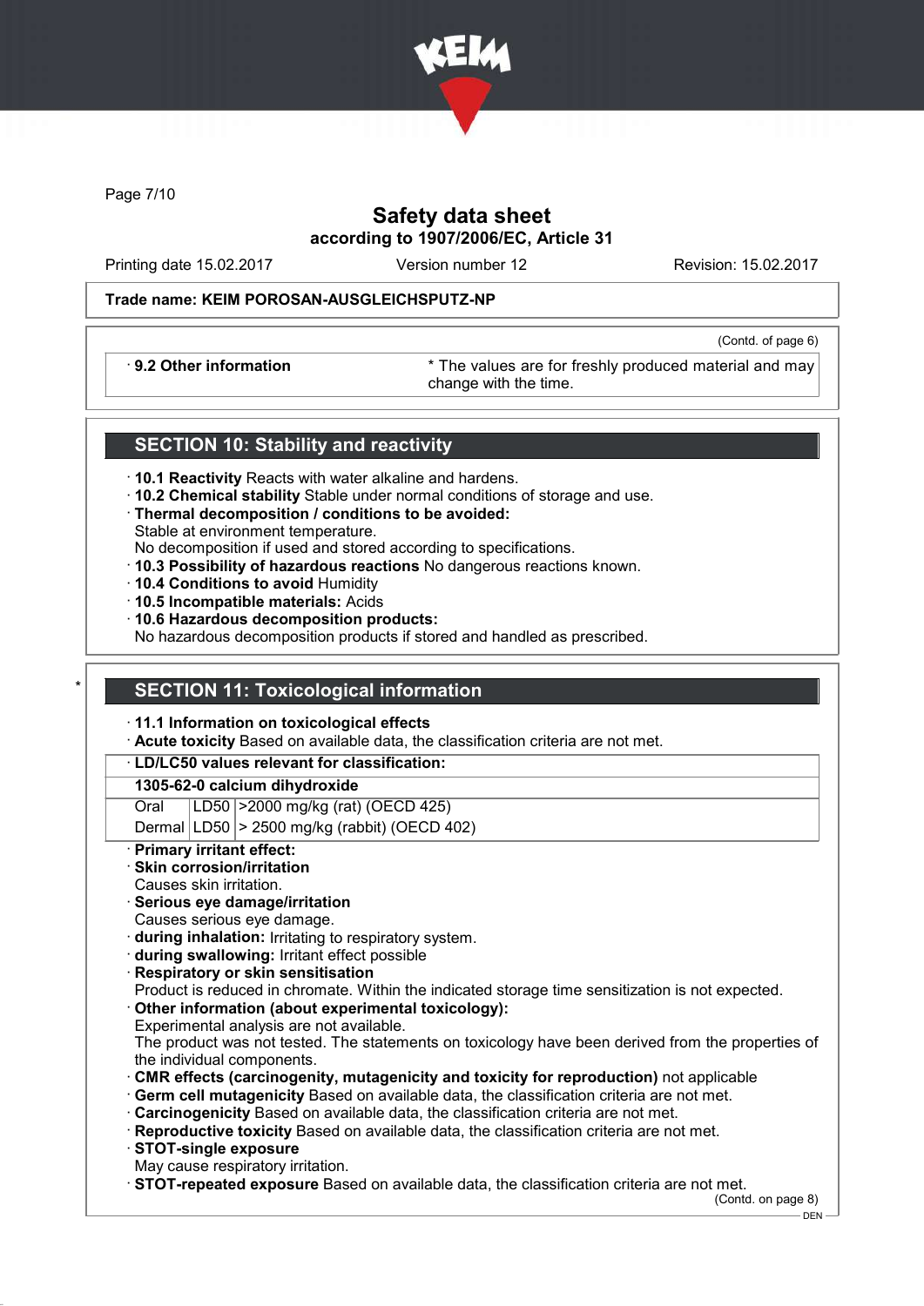Page 7/10

# Safety data sheet
## according to 1907/2006/EC, Article 31

Printing date 15.02.2017 Version number 12 Revision: 15.02.2017

**Trade name: KEIM POROSAN-AUSGLEICHSPUTZ-NP**

(Contd. of page 6)

| · 9.2 Other information | * The values are for freshly produced material and may change with the time. |
|---|---|

## SECTION 10: Stability and reactivity

· **10.1 Reactivity** Reacts with water alkaline and hardens.
· **10.2 Chemical stability** Stable under normal conditions of storage and use.
· **Thermal decomposition / conditions to be avoided:**
Stable at environment temperature.
No decomposition if used and stored according to specifications.
· **10.3 Possibility of hazardous reactions** No dangerous reactions known.
· **10.4 Conditions to avoid** Humidity
· **10.5 Incompatible materials:** Acids
· **10.6 Hazardous decomposition products:**
No hazardous decomposition products if stored and handled as prescribed.

## * SECTION 11: Toxicological information

· **11.1 Information on toxicological effects**
· **Acute toxicity** Based on available data, the classification criteria are not met.

| · LD/LC50 values relevant for classification: | | |
|---|---|---|
| **1305-62-0 calcium dihydroxide** | | |
| Oral | LD50 | >2000 mg/kg (rat) (OECD 425) |
| Dermal | LD50 | > 2500 mg/kg (rabbit) (OECD 402) |

· **Primary irritant effect:**
· **Skin corrosion/irritation**
Causes skin irritation.
· **Serious eye damage/irritation**
Causes serious eye damage.
· **during inhalation:** Irritating to respiratory system.
· **during swallowing:** Irritant effect possible
· **Respiratory or skin sensitisation**
Product is reduced in chromate. Within the indicated storage time sensitization is not expected.
· **Other information (about experimental toxicology):**
Experimental analysis are not available.
The product was not tested. The statements on toxicology have been derived from the properties of the individual components.
· **CMR effects (carcinogenity, mutagenicity and toxicity for reproduction)** not applicable
· **Germ cell mutagenicity** Based on available data, the classification criteria are not met.
· **Carcinogenicity** Based on available data, the classification criteria are not met.
· **Reproductive toxicity** Based on available data, the classification criteria are not met.
· **STOT-single exposure**
May cause respiratory irritation.
· **STOT-repeated exposure** Based on available data, the classification criteria are not met.

(Contd. on page 8)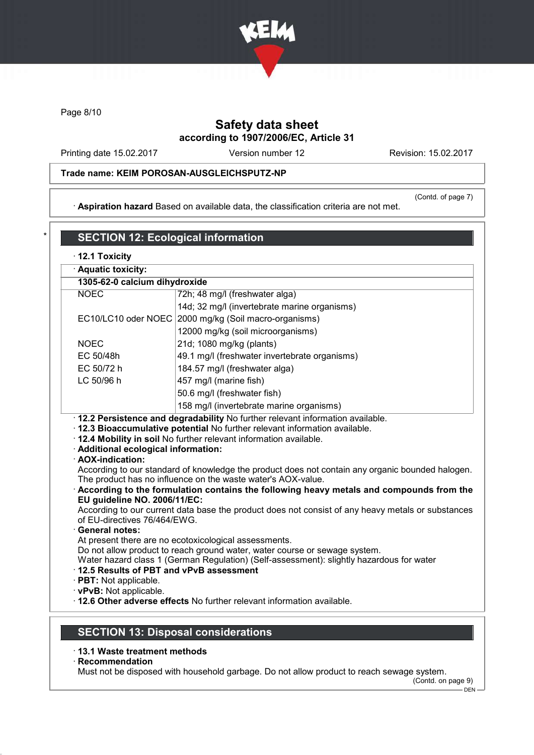Page 8/10

# Safety data sheet
## according to 1907/2006/EC, Article 31

Printing date 15.02.2017 Version number 12 Revision: 15.02.2017

**Trade name: KEIM POROSAN-AUSGLEICHSPUTZ-NP**

(Contd. of page 7)

· **Aspiration hazard** Based on available data, the classification criteria are not met.

\*

## SECTION 12: Ecological information

· **12.1 Toxicity**

| · **Aquatic toxicity:** | |
|---|---|
| **1305-62-0 calcium dihydroxide** | |
| NOEC | 72h; 48 mg/l (freshwater alga) |
| | 14d; 32 mg/l (invertebrate marine organisms) |
| EC10/LC10 oder NOEC | 2000 mg/kg (Soil macro-organisms) |
| | 12000 mg/kg (soil microorganisms) |
| NOEC | 21d; 1080 mg/kg (plants) |
| EC 50/48h | 49.1 mg/l (freshwater invertebrate organisms) |
| EC 50/72 h | 184.57 mg/l (freshwater alga) |
| LC 50/96 h | 457 mg/l (marine fish) |
| | 50.6 mg/l (freshwater fish) |
| | 158 mg/l (invertebrate marine organisms) |

· **12.2 Persistence and degradability** No further relevant information available.
· **12.3 Bioaccumulative potential** No further relevant information available.
· **12.4 Mobility in soil** No further relevant information available.
· **Additional ecological information:**
· **AOX-indication:**
According to our standard of knowledge the product does not contain any organic bounded halogen. The product has no influence on the waste water's AOX-value.
· **According to the formulation contains the following heavy metals and compounds from the EU guideline NO. 2006/11/EC:**
According to our current data base the product does not consist of any heavy metals or substances of EU-directives 76/464/EWG.
· **General notes:**
At present there are no ecotoxicological assessments.
Do not allow product to reach ground water, water course or sewage system.
Water hazard class 1 (German Regulation) (Self-assessment): slightly hazardous for water
· **12.5 Results of PBT and vPvB assessment**
· **PBT:** Not applicable.
· **vPvB:** Not applicable.
· **12.6 Other adverse effects** No further relevant information available.

## SECTION 13: Disposal considerations

· **13.1 Waste treatment methods**
· **Recommendation**
Must not be disposed with household garbage. Do not allow product to reach sewage system.

(Contd. on page 9)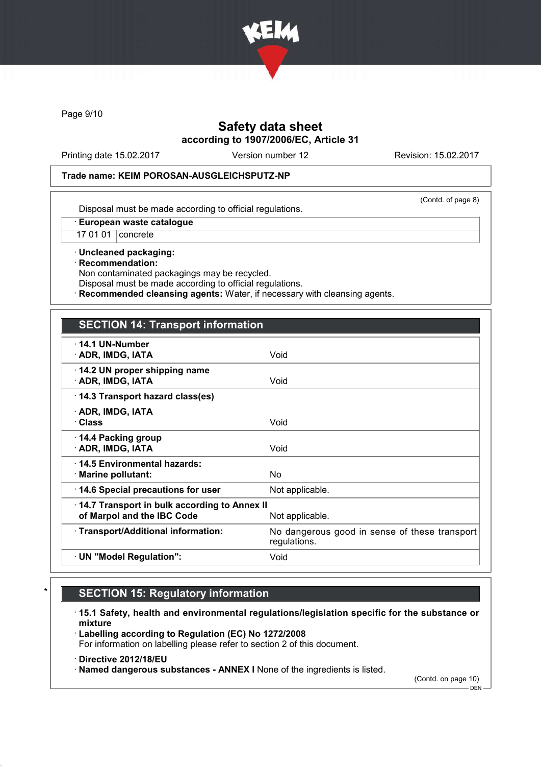**Trade name: KEIM POROSAN-AUSGLEICHSPUTZ-NP**

(Contd. of page 8)

Disposal must be made according to official regulations.

| · European waste catalogue | |
|---|---|
| 17 01 01 | concrete |

· **Uncleaned packaging:**
· **Recommendation:**
Non contaminated packagings may be recycled.
Disposal must be made according to official regulations.
· **Recommended cleansing agents:** Water, if necessary with cleansing agents.

## SECTION 14: Transport information

| | |
|---|---|
| · **14.1 UN-Number**<br>· **ADR, IMDG, IATA** | Void |
| · **14.2 UN proper shipping name**<br>· **ADR, IMDG, IATA** | Void |
| · **14.3 Transport hazard class(es)**<br>· **ADR, IMDG, IATA**<br>· **Class** | Void |
| · **14.4 Packing group**<br>· **ADR, IMDG, IATA** | Void |
| · **14.5 Environmental hazards:**<br>· **Marine pollutant:** | No |
| · **14.6 Special precautions for user** | Not applicable. |
| · **14.7 Transport in bulk according to Annex II of Marpol and the IBC Code** | Not applicable. |
| · **Transport/Additional information:** | No dangerous good in sense of these transport regulations. |
| · **UN "Model Regulation":** | Void |

## * SECTION 15: Regulatory information

· **15.1 Safety, health and environmental regulations/legislation specific for the substance or mixture**
· **Labelling according to Regulation (EC) No 1272/2008**
For information on labelling please refer to section 2 of this document.

· **Directive 2012/18/EU**
· **Named dangerous substances - ANNEX I** None of the ingredients is listed.

(Contd. on page 10)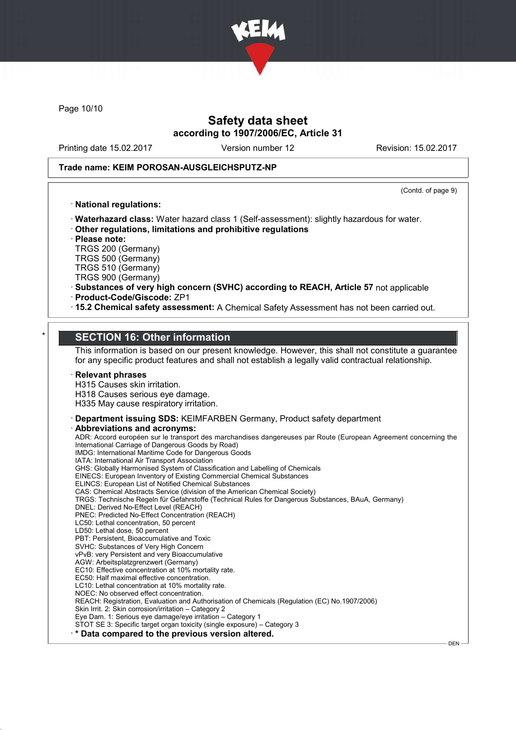Printing date 15.02.2017 | Version number 12 | Revision: 15.02.2017

**Trade name: KEIM POROSAN-AUSGLEICHSPUTZ-NP**

(Contd. of page 9)

· **National regulations:**

· **Waterhazard class:** Water hazard class 1 (Self-assessment): slightly hazardous for water.
· **Other regulations, limitations and prohibitive regulations**
· **Please note:**
TRGS 200 (Germany)
TRGS 500 (Germany)
TRGS 510 (Germany)
TRGS 900 (Germany)
· **Substances of very high concern (SVHC) according to REACH, Article 57** not applicable
· **Product-Code/Giscode:** ZP1
· **15.2 Chemical safety assessment:** A Chemical Safety Assessment has not been carried out.

## * SECTION 16: Other information

This information is based on our present knowledge. However, this shall not constitute a guarantee for any specific product features and shall not establish a legally valid contractual relationship.

· **Relevant phrases**
H315 Causes skin irritation.
H318 Causes serious eye damage.
H335 May cause respiratory irritation.

· **Department issuing SDS:** KEIMFARBEN Germany, Product safety department
· **Abbreviations and acronyms:**
ADR: Accord européen sur le transport des marchandises dangereuses par Route (European Agreement concerning the International Carriage of Dangerous Goods by Road)
IMDG: International Maritime Code for Dangerous Goods
IATA: International Air Transport Association
GHS: Globally Harmonised System of Classification and Labelling of Chemicals
EINECS: European Inventory of Existing Commercial Chemical Substances
ELINCS: European List of Notified Chemical Substances
CAS: Chemical Abstracts Service (division of the American Chemical Society)
TRGS: Technische Regeln für Gefahrstoffe (Technical Rules for Dangerous Substances, BAuA, Germany)
DNEL: Derived No-Effect Level (REACH)
PNEC: Predicted No-Effect Concentration (REACH)
LC50: Lethal concentration, 50 percent
LD50: Lethal dose, 50 percent
PBT: Persistent, Bioaccumulative and Toxic
SVHC: Substances of Very High Concern
vPvB: very Persistent and very Bioaccumulative
AGW: Arbeitsplatzgrenzwert (Germany)
EC10: Effective concentration at 10% mortality rate.
EC50: Half maximal effective concentration.
LC10: Lethal concentration at 10% mortality rate.
NOEC: No observed effect concentration.
REACH: Registration, Evaluation and Authorisation of Chemicals (Regulation (EC) No.1907/2006)
Skin Irrit. 2: Skin corrosion/irritation – Category 2
Eye Dam. 1: Serious eye damage/eye irritation – Category 1
STOT SE 3: Specific target organ toxicity (single exposure) – Category 3
· **\* Data compared to the previous version altered.**